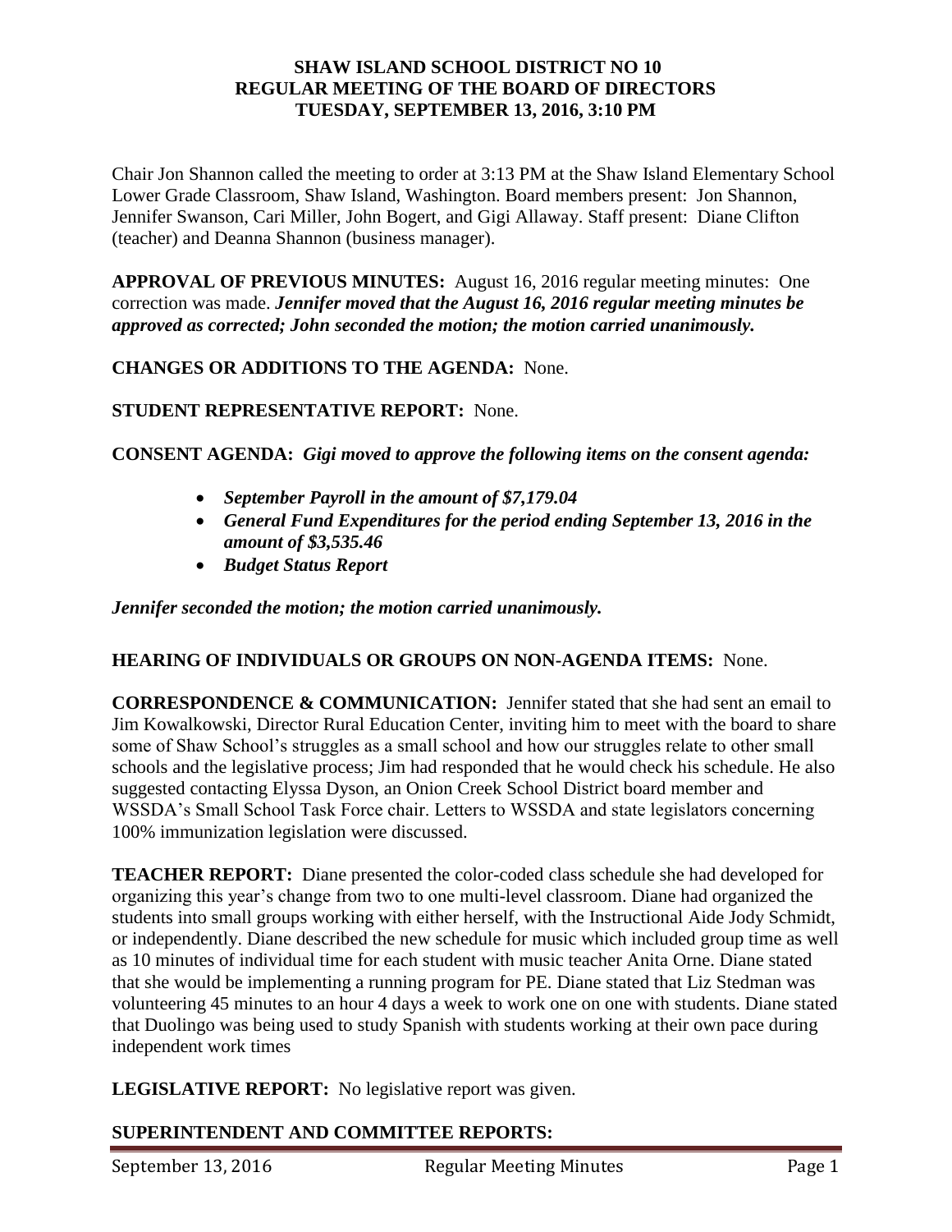**SHAW ISLAND SCHOOL DISTRICT NO 10**
**REGULAR MEETING OF THE BOARD OF DIRECTORS**
**TUESDAY, SEPTEMBER 13, 2016, 3:10 PM**

Chair Jon Shannon called the meeting to order at 3:13 PM at the Shaw Island Elementary School Lower Grade Classroom, Shaw Island, Washington. Board members present: Jon Shannon, Jennifer Swanson, Cari Miller, John Bogert, and Gigi Allaway. Staff present: Diane Clifton (teacher) and Deanna Shannon (business manager).

**APPROVAL OF PREVIOUS MINUTES:** August 16, 2016 regular meeting minutes: One correction was made. ***Jennifer moved that the August 16, 2016 regular meeting minutes be approved as corrected; John seconded the motion; the motion carried unanimously.***

**CHANGES OR ADDITIONS TO THE AGENDA:** None.

**STUDENT REPRESENTATIVE REPORT:** None.

**CONSENT AGENDA:** ***Gigi moved to approve the following items on the consent agenda:***

- ***September Payroll in the amount of $7,179.04***
- ***General Fund Expenditures for the period ending September 13, 2016 in the amount of $3,535.46***
- ***Budget Status Report***

***Jennifer seconded the motion; the motion carried unanimously.***

**HEARING OF INDIVIDUALS OR GROUPS ON NON-AGENDA ITEMS:** None.

**CORRESPONDENCE & COMMUNICATION:** Jennifer stated that she had sent an email to Jim Kowalkowski, Director Rural Education Center, inviting him to meet with the board to share some of Shaw School's struggles as a small school and how our struggles relate to other small schools and the legislative process; Jim had responded that he would check his schedule. He also suggested contacting Elyssa Dyson, an Onion Creek School District board member and WSSDA's Small School Task Force chair. Letters to WSSDA and state legislators concerning 100% immunization legislation were discussed.

**TEACHER REPORT:** Diane presented the color-coded class schedule she had developed for organizing this year's change from two to one multi-level classroom. Diane had organized the students into small groups working with either herself, with the Instructional Aide Jody Schmidt, or independently. Diane described the new schedule for music which included group time as well as 10 minutes of individual time for each student with music teacher Anita Orne. Diane stated that she would be implementing a running program for PE. Diane stated that Liz Stedman was volunteering 45 minutes to an hour 4 days a week to work one on one with students. Diane stated that Duolingo was being used to study Spanish with students working at their own pace during independent work times

**LEGISLATIVE REPORT:** No legislative report was given.

**SUPERINTENDENT AND COMMITTEE REPORTS:**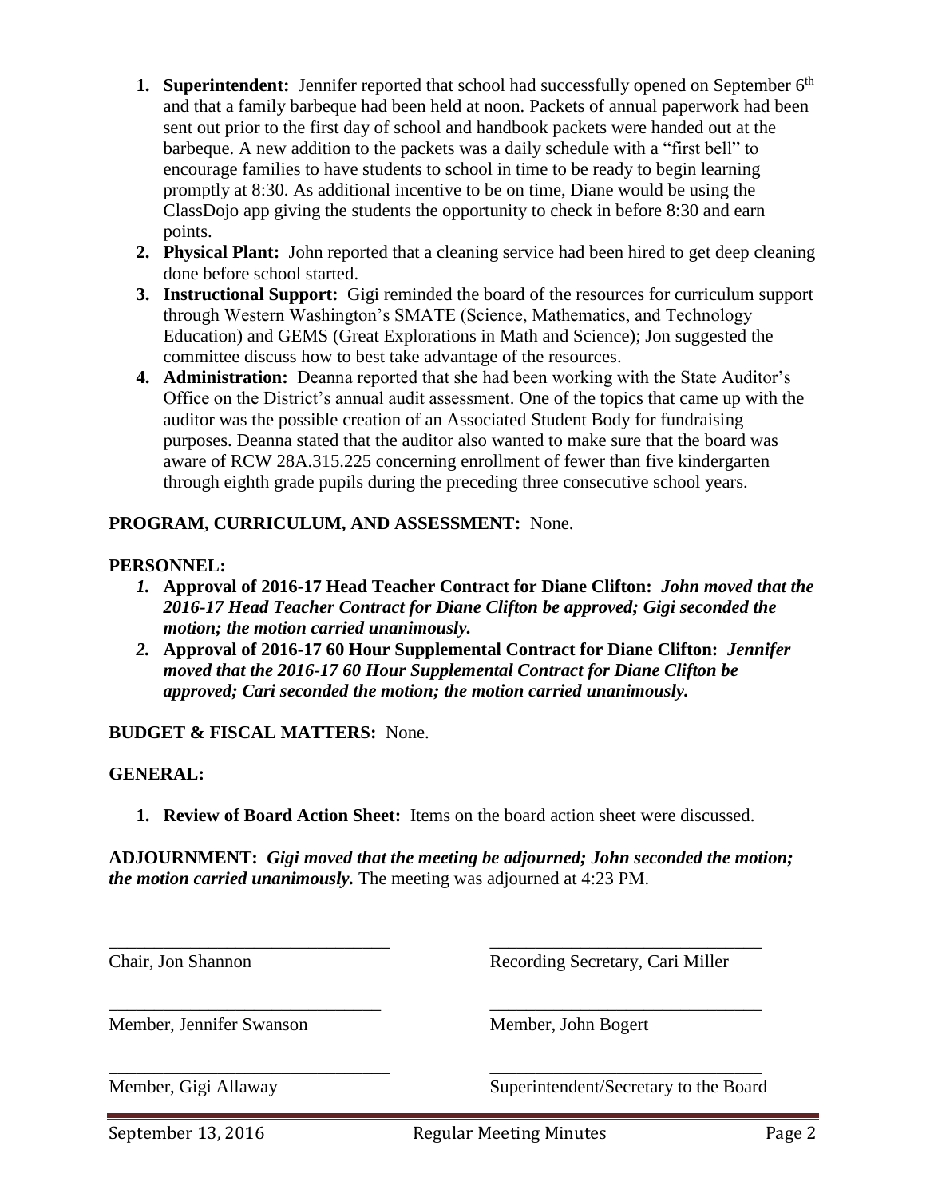1. **Superintendent:** Jennifer reported that school had successfully opened on September 6th and that a family barbeque had been held at noon. Packets of annual paperwork had been sent out prior to the first day of school and handbook packets were handed out at the barbeque. A new addition to the packets was a daily schedule with a "first bell" to encourage families to have students to school in time to be ready to begin learning promptly at 8:30. As additional incentive to be on time, Diane would be using the ClassDojo app giving the students the opportunity to check in before 8:30 and earn points.
2. **Physical Plant:** John reported that a cleaning service had been hired to get deep cleaning done before school started.
3. **Instructional Support:** Gigi reminded the board of the resources for curriculum support through Western Washington's SMATE (Science, Mathematics, and Technology Education) and GEMS (Great Explorations in Math and Science); Jon suggested the committee discuss how to best take advantage of the resources.
4. **Administration:** Deanna reported that she had been working with the State Auditor's Office on the District's annual audit assessment. One of the topics that came up with the auditor was the possible creation of an Associated Student Body for fundraising purposes. Deanna stated that the auditor also wanted to make sure that the board was aware of RCW 28A.315.225 concerning enrollment of fewer than five kindergarten through eighth grade pupils during the preceding three consecutive school years.

**PROGRAM, CURRICULUM, AND ASSESSMENT:** None.

**PERSONNEL:**

1. **Approval of 2016-17 Head Teacher Contract for Diane Clifton:** ***John moved that the 2016-17 Head Teacher Contract for Diane Clifton be approved; Gigi seconded the motion; the motion carried unanimously.***
2. **Approval of 2016-17 60 Hour Supplemental Contract for Diane Clifton:** ***Jennifer moved that the 2016-17 60 Hour Supplemental Contract for Diane Clifton be approved; Cari seconded the motion; the motion carried unanimously.***

**BUDGET & FISCAL MATTERS:** None.

**GENERAL:**

1. **Review of Board Action Sheet:** Items on the board action sheet were discussed.

**ADJOURNMENT:** ***Gigi moved that the meeting be adjourned; John seconded the motion; the motion carried unanimously.*** The meeting was adjourned at 4:23 PM.

| | |
|---|---|
| _______________________________ | _______________________________ |
| Chair, Jon Shannon | Recording Secretary, Cari Miller |
| _______________________________ | _______________________________ |
| Member, Jennifer Swanson | Member, John Bogert |
| _______________________________ | _______________________________ |
| Member, Gigi Allaway | Superintendent/Secretary to the Board |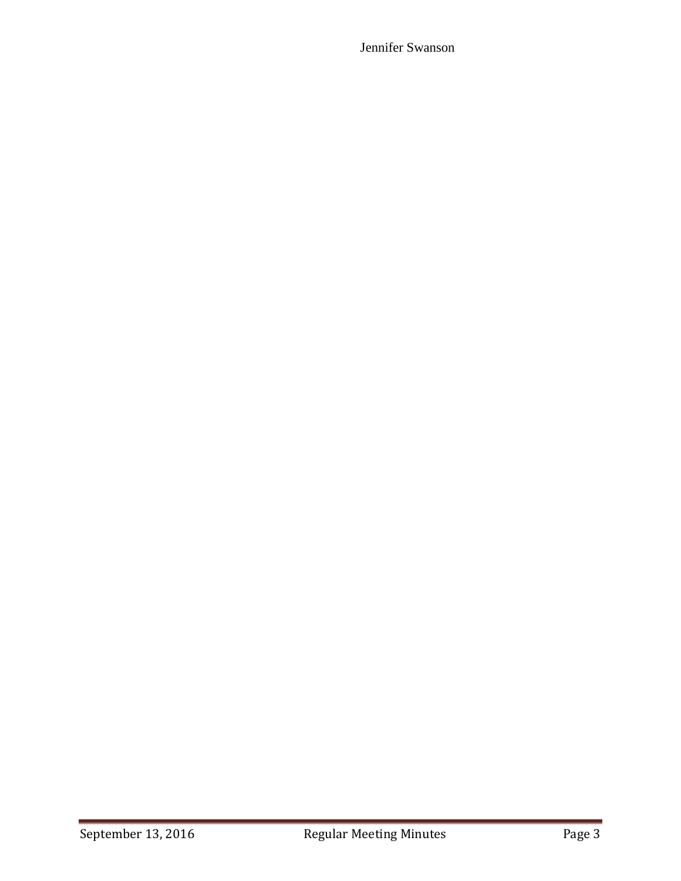Jennifer Swanson